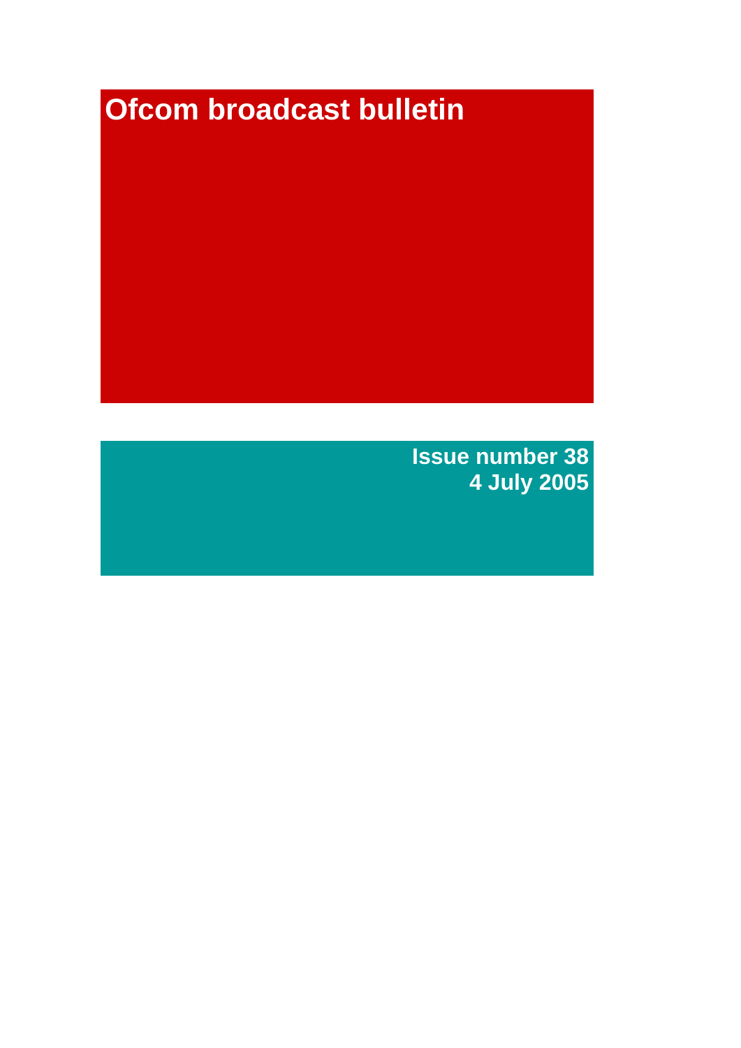# Ofcom broadcast bulletin

**Issue number 38**
**4 July 2005**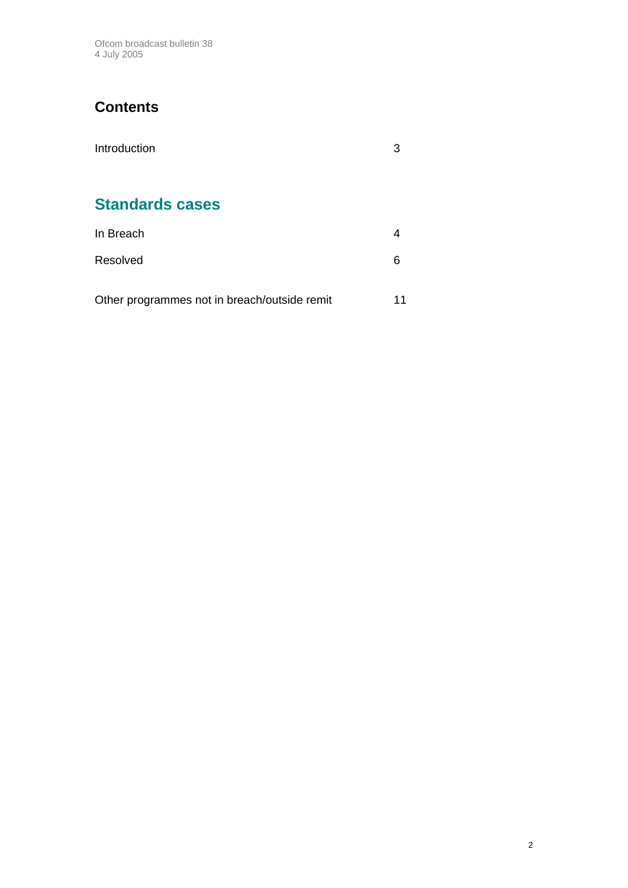## Contents

Introduction 3

## Standards cases

In Breach 4

Resolved 6

Other programmes not in breach/outside remit 11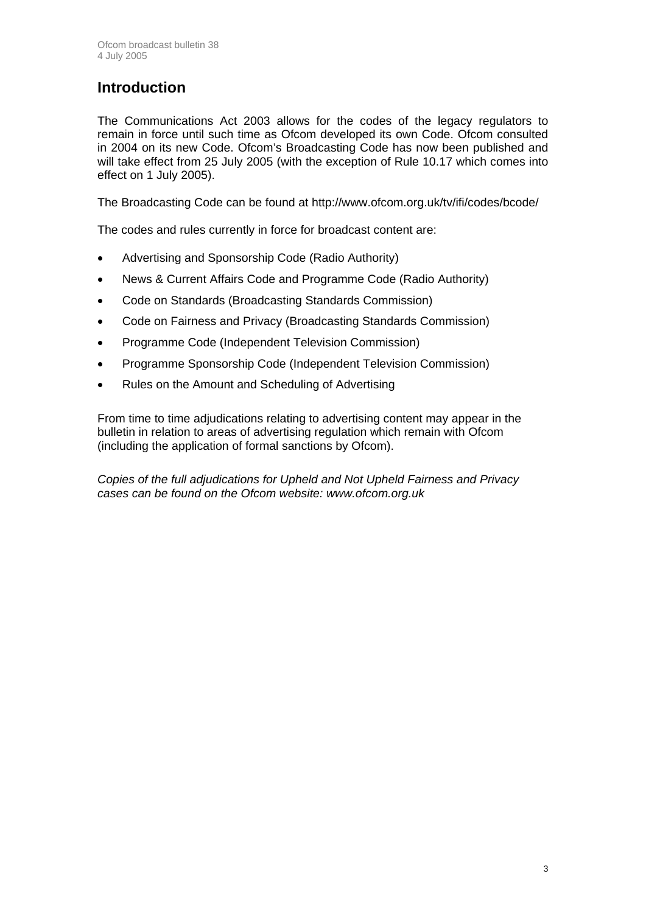## Introduction

The Communications Act 2003 allows for the codes of the legacy regulators to remain in force until such time as Ofcom developed its own Code. Ofcom consulted in 2004 on its new Code. Ofcom's Broadcasting Code has now been published and will take effect from 25 July 2005 (with the exception of Rule 10.17 which comes into effect on 1 July 2005).

The Broadcasting Code can be found at http://www.ofcom.org.uk/tv/ifi/codes/bcode/

The codes and rules currently in force for broadcast content are:

- Advertising and Sponsorship Code (Radio Authority)
- News & Current Affairs Code and Programme Code (Radio Authority)
- Code on Standards (Broadcasting Standards Commission)
- Code on Fairness and Privacy (Broadcasting Standards Commission)
- Programme Code (Independent Television Commission)
- Programme Sponsorship Code (Independent Television Commission)
- Rules on the Amount and Scheduling of Advertising

From time to time adjudications relating to advertising content may appear in the bulletin in relation to areas of advertising regulation which remain with Ofcom (including the application of formal sanctions by Ofcom).

*Copies of the full adjudications for Upheld and Not Upheld Fairness and Privacy cases can be found on the Ofcom website: www.ofcom.org.uk*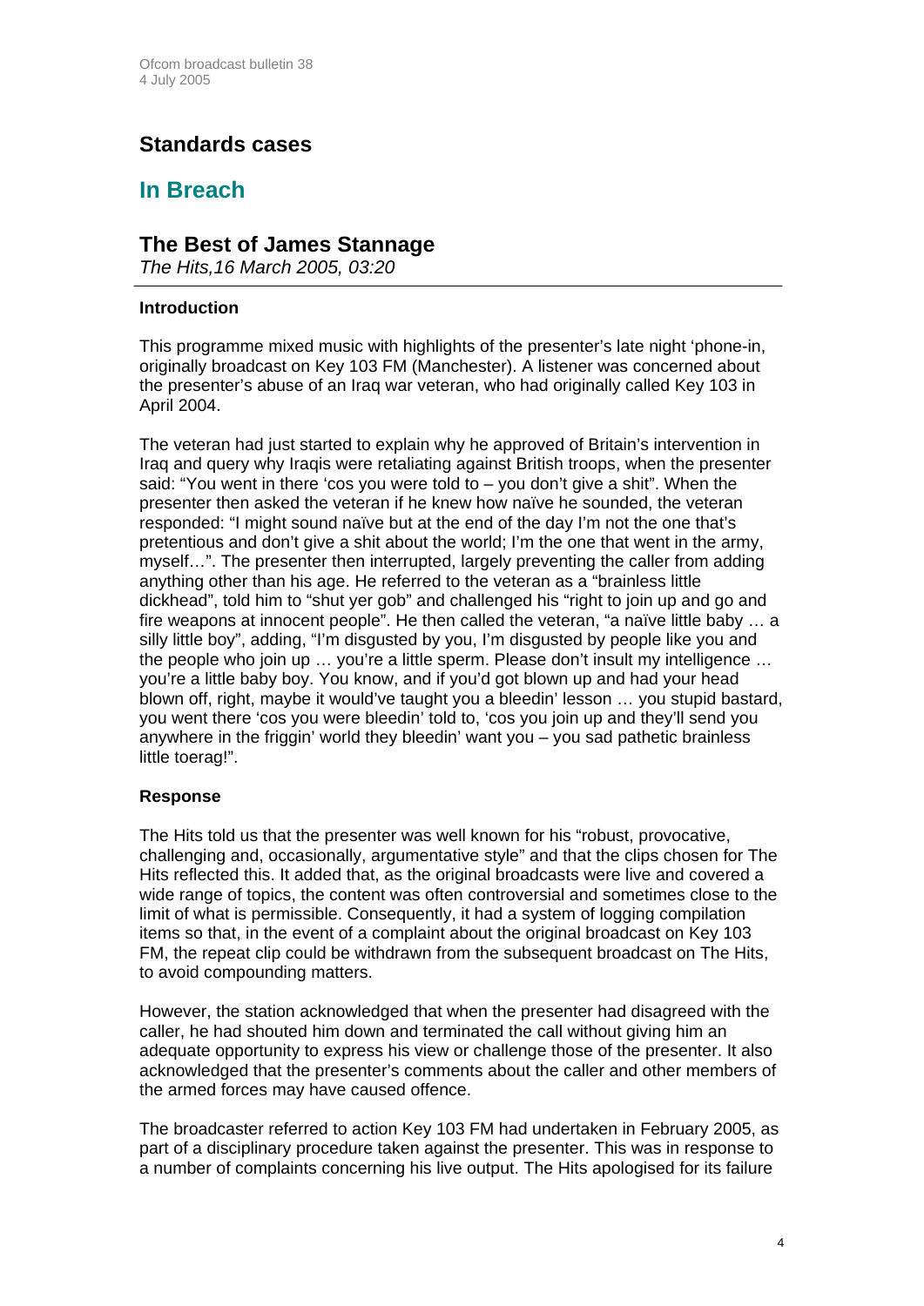## Standards cases

## In Breach

### The Best of James Stannage

*The Hits,16 March 2005, 03:20*

---

**Introduction**

This programme mixed music with highlights of the presenter's late night 'phone-in, originally broadcast on Key 103 FM (Manchester). A listener was concerned about the presenter's abuse of an Iraq war veteran, who had originally called Key 103 in April 2004.

The veteran had just started to explain why he approved of Britain's intervention in Iraq and query why Iraqis were retaliating against British troops, when the presenter said: "You went in there 'cos you were told to – you don't give a shit". When the presenter then asked the veteran if he knew how naïve he sounded, the veteran responded: "I might sound naïve but at the end of the day I'm not the one that's pretentious and don't give a shit about the world; I'm the one that went in the army, myself…". The presenter then interrupted, largely preventing the caller from adding anything other than his age. He referred to the veteran as a "brainless little dickhead", told him to "shut yer gob" and challenged his "right to join up and go and fire weapons at innocent people". He then called the veteran, "a naïve little baby … a silly little boy", adding, "I'm disgusted by you, I'm disgusted by people like you and the people who join up … you're a little sperm. Please don't insult my intelligence … you're a little baby boy. You know, and if you'd got blown up and had your head blown off, right, maybe it would've taught you a bleedin' lesson … you stupid bastard, you went there 'cos you were bleedin' told to, 'cos you join up and they'll send you anywhere in the friggin' world they bleedin' want you – you sad pathetic brainless little toerag!".

**Response**

The Hits told us that the presenter was well known for his "robust, provocative, challenging and, occasionally, argumentative style" and that the clips chosen for The Hits reflected this. It added that, as the original broadcasts were live and covered a wide range of topics, the content was often controversial and sometimes close to the limit of what is permissible. Consequently, it had a system of logging compilation items so that, in the event of a complaint about the original broadcast on Key 103 FM, the repeat clip could be withdrawn from the subsequent broadcast on The Hits, to avoid compounding matters.

However, the station acknowledged that when the presenter had disagreed with the caller, he had shouted him down and terminated the call without giving him an adequate opportunity to express his view or challenge those of the presenter. It also acknowledged that the presenter's comments about the caller and other members of the armed forces may have caused offence.

The broadcaster referred to action Key 103 FM had undertaken in February 2005, as part of a disciplinary procedure taken against the presenter. This was in response to a number of complaints concerning his live output. The Hits apologised for its failure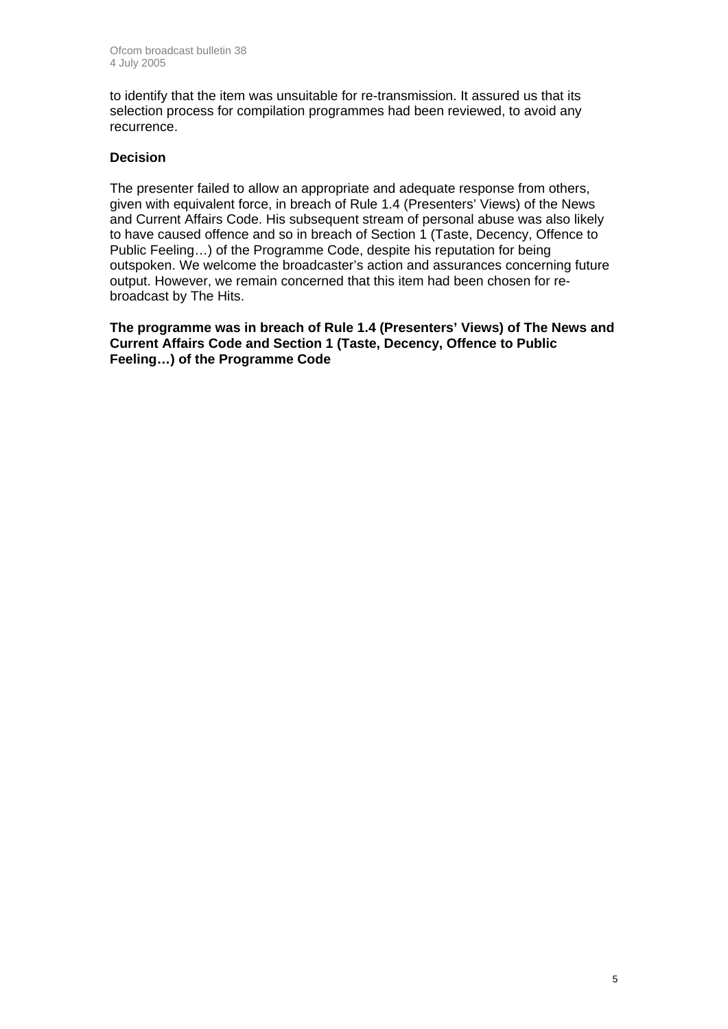to identify that the item was unsuitable for re-transmission. It assured us that its selection process for compilation programmes had been reviewed, to avoid any recurrence.

### Decision

The presenter failed to allow an appropriate and adequate response from others, given with equivalent force, in breach of Rule 1.4 (Presenters' Views) of the News and Current Affairs Code. His subsequent stream of personal abuse was also likely to have caused offence and so in breach of Section 1 (Taste, Decency, Offence to Public Feeling…) of the Programme Code, despite his reputation for being outspoken. We welcome the broadcaster's action and assurances concerning future output. However, we remain concerned that this item had been chosen for re-broadcast by The Hits.

**The programme was in breach of Rule 1.4 (Presenters' Views) of The News and Current Affairs Code and Section 1 (Taste, Decency, Offence to Public Feeling…) of the Programme Code**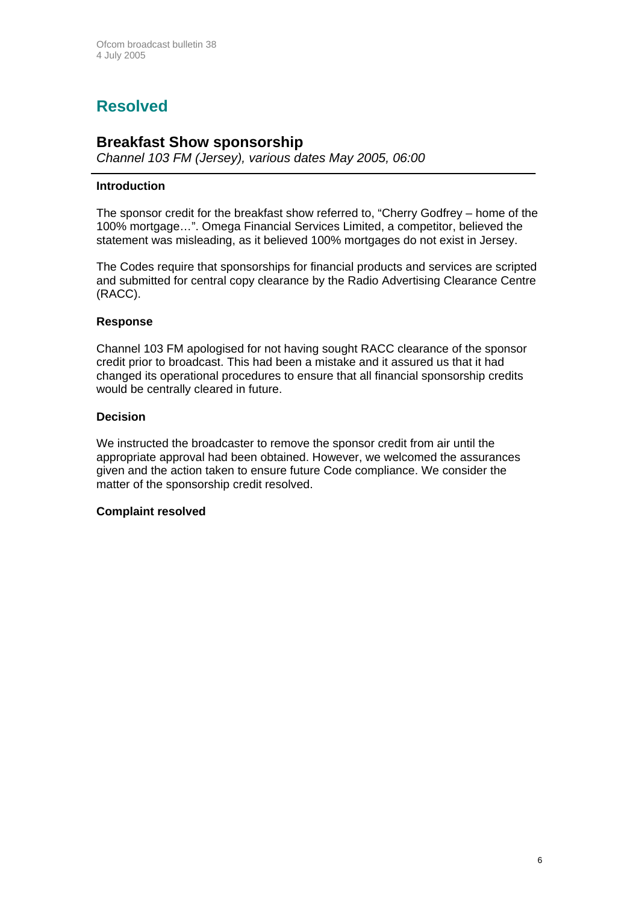# Resolved

## Breakfast Show sponsorship

*Channel 103 FM (Jersey), various dates May 2005, 06:00*

---

**Introduction**

The sponsor credit for the breakfast show referred to, "Cherry Godfrey – home of the 100% mortgage…". Omega Financial Services Limited, a competitor, believed the statement was misleading, as it believed 100% mortgages do not exist in Jersey.

The Codes require that sponsorships for financial products and services are scripted and submitted for central copy clearance by the Radio Advertising Clearance Centre (RACC).

**Response**

Channel 103 FM apologised for not having sought RACC clearance of the sponsor credit prior to broadcast. This had been a mistake and it assured us that it had changed its operational procedures to ensure that all financial sponsorship credits would be centrally cleared in future.

**Decision**

We instructed the broadcaster to remove the sponsor credit from air until the appropriate approval had been obtained. However, we welcomed the assurances given and the action taken to ensure future Code compliance. We consider the matter of the sponsorship credit resolved.

**Complaint resolved**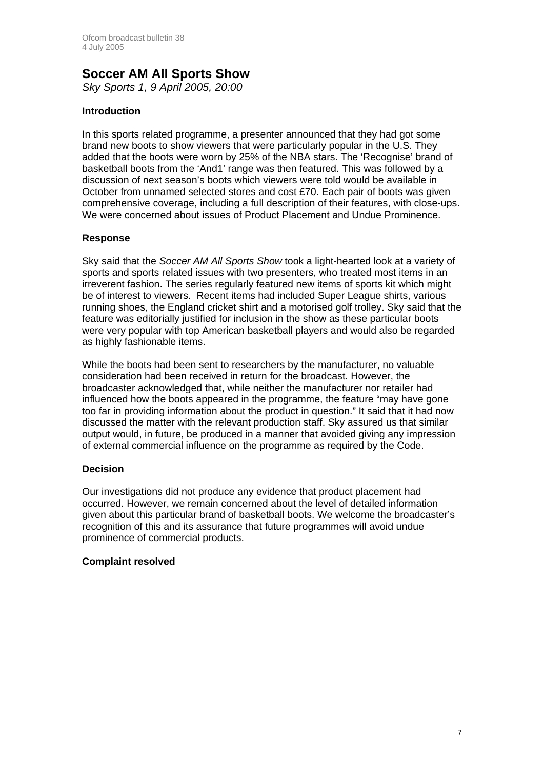## Soccer AM All Sports Show

*Sky Sports 1, 9 April 2005, 20:00*

---

### Introduction

In this sports related programme, a presenter announced that they had got some brand new boots to show viewers that were particularly popular in the U.S. They added that the boots were worn by 25% of the NBA stars. The 'Recognise' brand of basketball boots from the 'And1' range was then featured. This was followed by a discussion of next season's boots which viewers were told would be available in October from unnamed selected stores and cost £70. Each pair of boots was given comprehensive coverage, including a full description of their features, with close-ups. We were concerned about issues of Product Placement and Undue Prominence.

### Response

Sky said that the *Soccer AM All Sports Show* took a light-hearted look at a variety of sports and sports related issues with two presenters, who treated most items in an irreverent fashion. The series regularly featured new items of sports kit which might be of interest to viewers. Recent items had included Super League shirts, various running shoes, the England cricket shirt and a motorised golf trolley. Sky said that the feature was editorially justified for inclusion in the show as these particular boots were very popular with top American basketball players and would also be regarded as highly fashionable items.

While the boots had been sent to researchers by the manufacturer, no valuable consideration had been received in return for the broadcast. However, the broadcaster acknowledged that, while neither the manufacturer nor retailer had influenced how the boots appeared in the programme, the feature "may have gone too far in providing information about the product in question." It said that it had now discussed the matter with the relevant production staff. Sky assured us that similar output would, in future, be produced in a manner that avoided giving any impression of external commercial influence on the programme as required by the Code.

### Decision

Our investigations did not produce any evidence that product placement had occurred. However, we remain concerned about the level of detailed information given about this particular brand of basketball boots. We welcome the broadcaster's recognition of this and its assurance that future programmes will avoid undue prominence of commercial products.

### Complaint resolved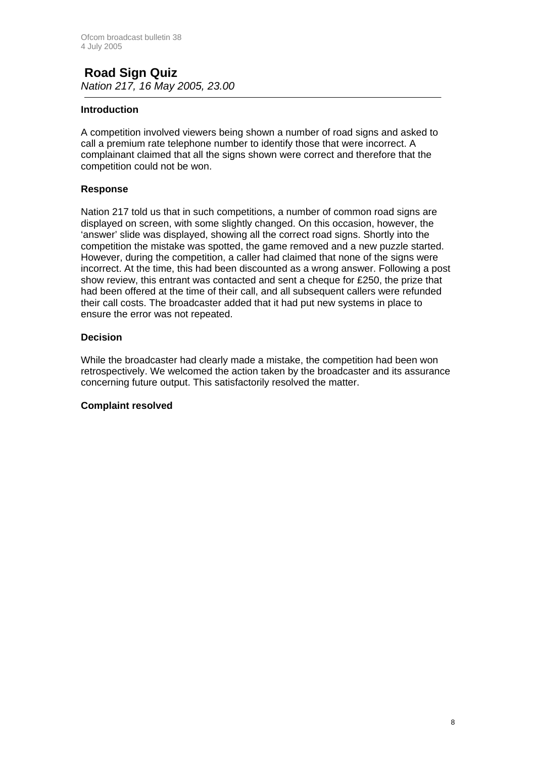## Road Sign Quiz

*Nation 217, 16 May 2005, 23.00*

### Introduction

A competition involved viewers being shown a number of road signs and asked to call a premium rate telephone number to identify those that were incorrect. A complainant claimed that all the signs shown were correct and therefore that the competition could not be won.

### Response

Nation 217 told us that in such competitions, a number of common road signs are displayed on screen, with some slightly changed. On this occasion, however, the 'answer' slide was displayed, showing all the correct road signs. Shortly into the competition the mistake was spotted, the game removed and a new puzzle started. However, during the competition, a caller had claimed that none of the signs were incorrect. At the time, this had been discounted as a wrong answer. Following a post show review, this entrant was contacted and sent a cheque for £250, the prize that had been offered at the time of their call, and all subsequent callers were refunded their call costs. The broadcaster added that it had put new systems in place to ensure the error was not repeated.

### Decision

While the broadcaster had clearly made a mistake, the competition had been won retrospectively. We welcomed the action taken by the broadcaster and its assurance concerning future output. This satisfactorily resolved the matter.

**Complaint resolved**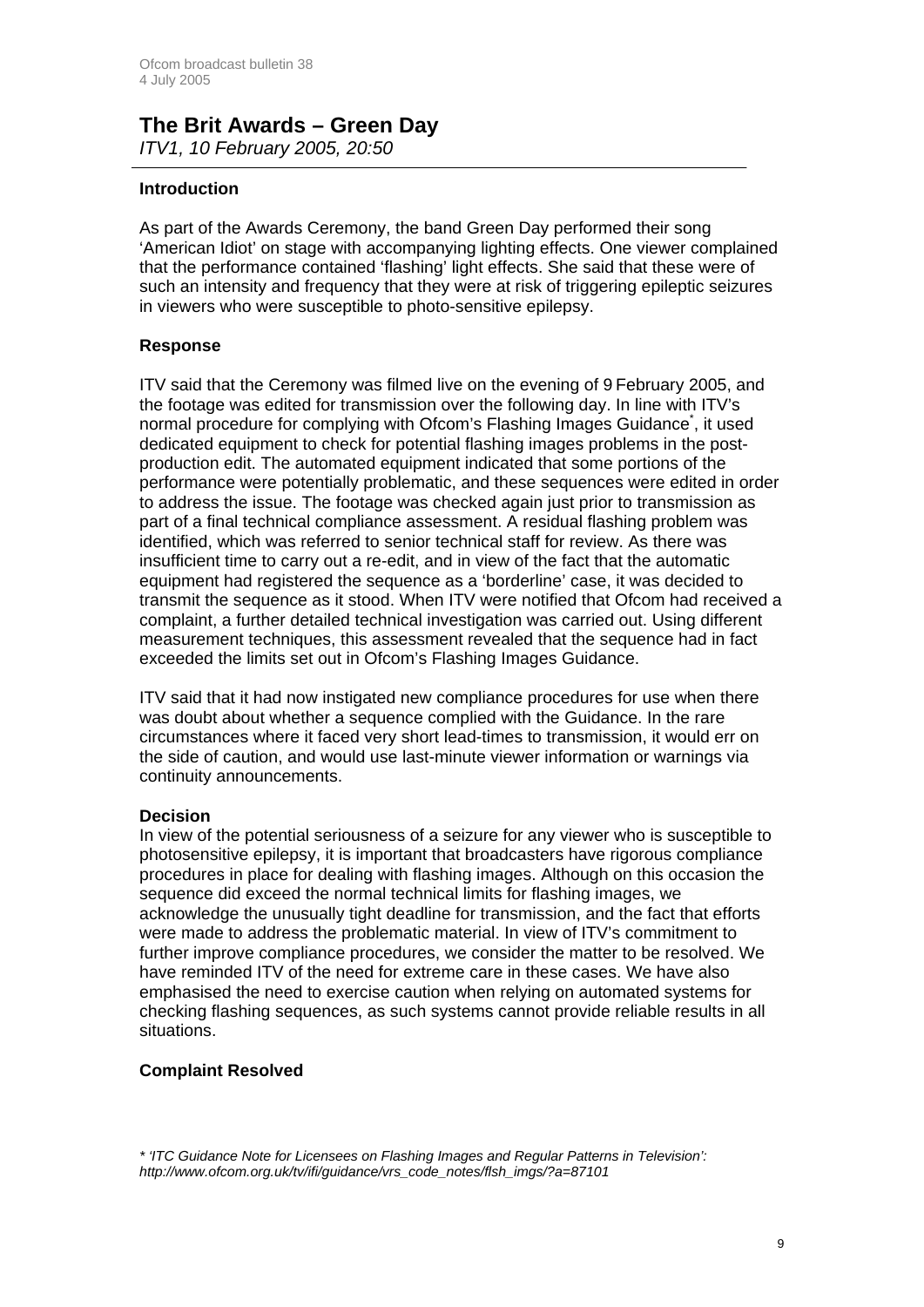## The Brit Awards – Green Day

*ITV1, 10 February 2005, 20:50*

---

**Introduction**

As part of the Awards Ceremony, the band Green Day performed their song 'American Idiot' on stage with accompanying lighting effects. One viewer complained that the performance contained 'flashing' light effects. She said that these were of such an intensity and frequency that they were at risk of triggering epileptic seizures in viewers who were susceptible to photo-sensitive epilepsy.

**Response**

ITV said that the Ceremony was filmed live on the evening of 9 February 2005, and the footage was edited for transmission over the following day. In line with ITV's normal procedure for complying with Ofcom's Flashing Images Guidance*, it used dedicated equipment to check for potential flashing images problems in the post-production edit. The automated equipment indicated that some portions of the performance were potentially problematic, and these sequences were edited in order to address the issue. The footage was checked again just prior to transmission as part of a final technical compliance assessment. A residual flashing problem was identified, which was referred to senior technical staff for review. As there was insufficient time to carry out a re-edit, and in view of the fact that the automatic equipment had registered the sequence as a 'borderline' case, it was decided to transmit the sequence as it stood. When ITV were notified that Ofcom had received a complaint, a further detailed technical investigation was carried out. Using different measurement techniques, this assessment revealed that the sequence had in fact exceeded the limits set out in Ofcom's Flashing Images Guidance.

ITV said that it had now instigated new compliance procedures for use when there was doubt about whether a sequence complied with the Guidance. In the rare circumstances where it faced very short lead-times to transmission, it would err on the side of caution, and would use last-minute viewer information or warnings via continuity announcements.

**Decision**

In view of the potential seriousness of a seizure for any viewer who is susceptible to photosensitive epilepsy, it is important that broadcasters have rigorous compliance procedures in place for dealing with flashing images. Although on this occasion the sequence did exceed the normal technical limits for flashing images, we acknowledge the unusually tight deadline for transmission, and the fact that efforts were made to address the problematic material. In view of ITV's commitment to further improve compliance procedures, we consider the matter to be resolved. We have reminded ITV of the need for extreme care in these cases. We have also emphasised the need to exercise caution when relying on automated systems for checking flashing sequences, as such systems cannot provide reliable results in all situations.

**Complaint Resolved**

*\* 'ITC Guidance Note for Licensees on Flashing Images and Regular Patterns in Television': http://www.ofcom.org.uk/tv/ifi/guidance/vrs_code_notes/flsh_imgs/?a=87101*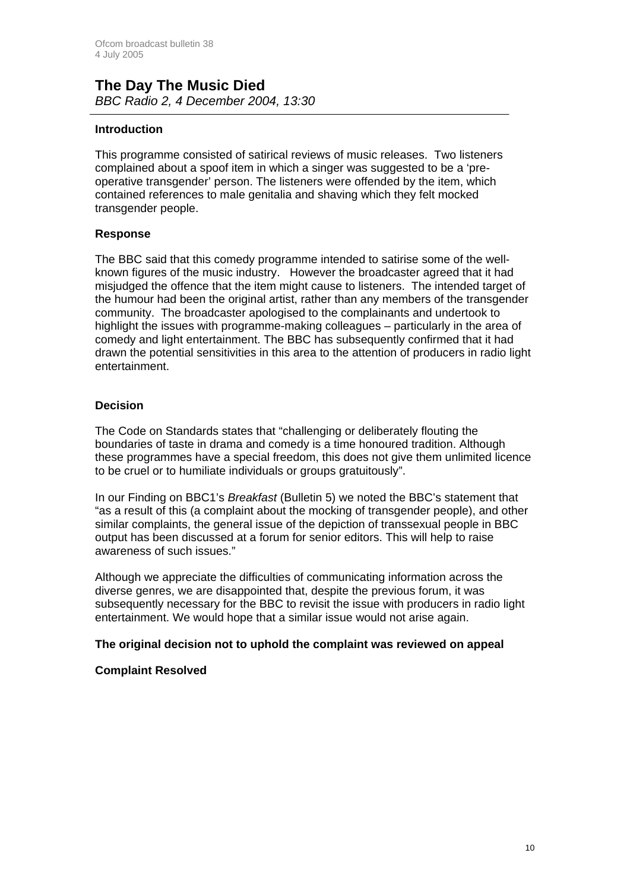## The Day The Music Died

*BBC Radio 2, 4 December 2004, 13:30*

### Introduction

This programme consisted of satirical reviews of music releases. Two listeners complained about a spoof item in which a singer was suggested to be a 'pre-operative transgender' person. The listeners were offended by the item, which contained references to male genitalia and shaving which they felt mocked transgender people.

### Response

The BBC said that this comedy programme intended to satirise some of the well-known figures of the music industry. However the broadcaster agreed that it had misjudged the offence that the item might cause to listeners. The intended target of the humour had been the original artist, rather than any members of the transgender community. The broadcaster apologised to the complainants and undertook to highlight the issues with programme-making colleagues – particularly in the area of comedy and light entertainment. The BBC has subsequently confirmed that it had drawn the potential sensitivities in this area to the attention of producers in radio light entertainment.

### Decision

The Code on Standards states that "challenging or deliberately flouting the boundaries of taste in drama and comedy is a time honoured tradition. Although these programmes have a special freedom, this does not give them unlimited licence to be cruel or to humiliate individuals or groups gratuitously".

In our Finding on BBC1's *Breakfast* (Bulletin 5) we noted the BBC's statement that "as a result of this (a complaint about the mocking of transgender people), and other similar complaints, the general issue of the depiction of transsexual people in BBC output has been discussed at a forum for senior editors. This will help to raise awareness of such issues."

Although we appreciate the difficulties of communicating information across the diverse genres, we are disappointed that, despite the previous forum, it was subsequently necessary for the BBC to revisit the issue with producers in radio light entertainment. We would hope that a similar issue would not arise again.

**The original decision not to uphold the complaint was reviewed on appeal**

**Complaint Resolved**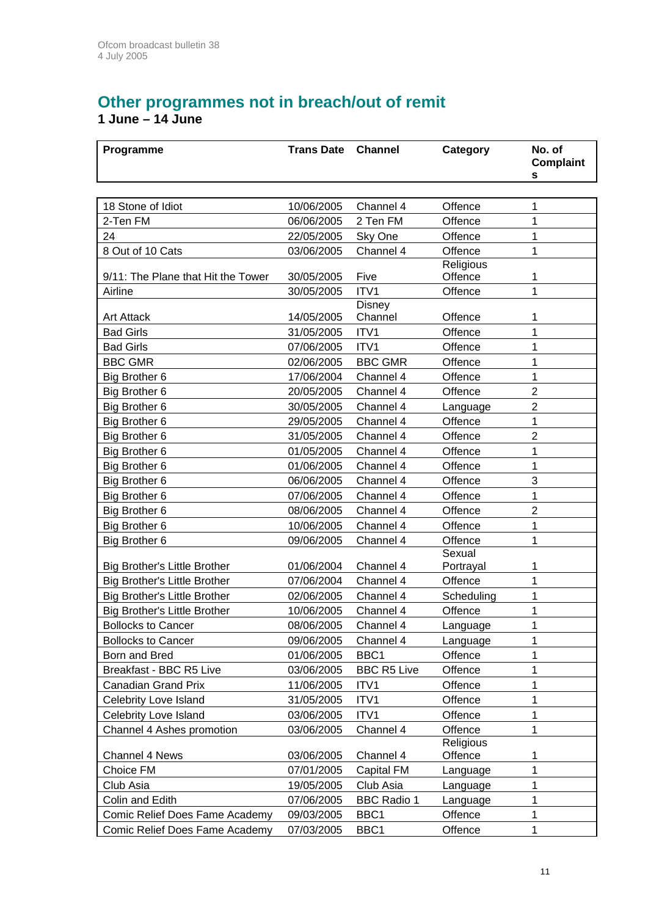## Other programmes not in breach/out of remit

**1 June – 14 June**

| Programme | Trans Date | Channel | Category | No. of Complaints |
|---|---|---|---|---|
| 18 Stone of Idiot | 10/06/2005 | Channel 4 | Offence | 1 |
| 2-Ten FM | 06/06/2005 | 2 Ten FM | Offence | 1 |
| 24 | 22/05/2005 | Sky One | Offence | 1 |
| 8 Out of 10 Cats | 03/06/2005 | Channel 4 | Offence | 1 |
| 9/11: The Plane that Hit the Tower | 30/05/2005 | Five | Religious Offence | 1 |
| Airline | 30/05/2005 | ITV1 | Offence | 1 |
| Art Attack | 14/05/2005 | Disney Channel | Offence | 1 |
| Bad Girls | 31/05/2005 | ITV1 | Offence | 1 |
| Bad Girls | 07/06/2005 | ITV1 | Offence | 1 |
| BBC GMR | 02/06/2005 | BBC GMR | Offence | 1 |
| Big Brother 6 | 17/06/2004 | Channel 4 | Offence | 1 |
| Big Brother 6 | 20/05/2005 | Channel 4 | Offence | 2 |
| Big Brother 6 | 30/05/2005 | Channel 4 | Language | 2 |
| Big Brother 6 | 29/05/2005 | Channel 4 | Offence | 1 |
| Big Brother 6 | 31/05/2005 | Channel 4 | Offence | 2 |
| Big Brother 6 | 01/05/2005 | Channel 4 | Offence | 1 |
| Big Brother 6 | 01/06/2005 | Channel 4 | Offence | 1 |
| Big Brother 6 | 06/06/2005 | Channel 4 | Offence | 3 |
| Big Brother 6 | 07/06/2005 | Channel 4 | Offence | 1 |
| Big Brother 6 | 08/06/2005 | Channel 4 | Offence | 2 |
| Big Brother 6 | 10/06/2005 | Channel 4 | Offence | 1 |
| Big Brother 6 | 09/06/2005 | Channel 4 | Offence | 1 |
| Big Brother's Little Brother | 01/06/2004 | Channel 4 | Sexual Portrayal | 1 |
| Big Brother's Little Brother | 07/06/2004 | Channel 4 | Offence | 1 |
| Big Brother's Little Brother | 02/06/2005 | Channel 4 | Scheduling | 1 |
| Big Brother's Little Brother | 10/06/2005 | Channel 4 | Offence | 1 |
| Bollocks to Cancer | 08/06/2005 | Channel 4 | Language | 1 |
| Bollocks to Cancer | 09/06/2005 | Channel 4 | Language | 1 |
| Born and Bred | 01/06/2005 | BBC1 | Offence | 1 |
| Breakfast - BBC R5 Live | 03/06/2005 | BBC R5 Live | Offence | 1 |
| Canadian Grand Prix | 11/06/2005 | ITV1 | Offence | 1 |
| Celebrity Love Island | 31/05/2005 | ITV1 | Offence | 1 |
| Celebrity Love Island | 03/06/2005 | ITV1 | Offence | 1 |
| Channel 4 Ashes promotion | 03/06/2005 | Channel 4 | Offence | 1 |
| Channel 4 News | 03/06/2005 | Channel 4 | Religious Offence | 1 |
| Choice FM | 07/01/2005 | Capital FM | Language | 1 |
| Club Asia | 19/05/2005 | Club Asia | Language | 1 |
| Colin and Edith | 07/06/2005 | BBC Radio 1 | Language | 1 |
| Comic Relief Does Fame Academy | 09/03/2005 | BBC1 | Offence | 1 |
| Comic Relief Does Fame Academy | 07/03/2005 | BBC1 | Offence | 1 |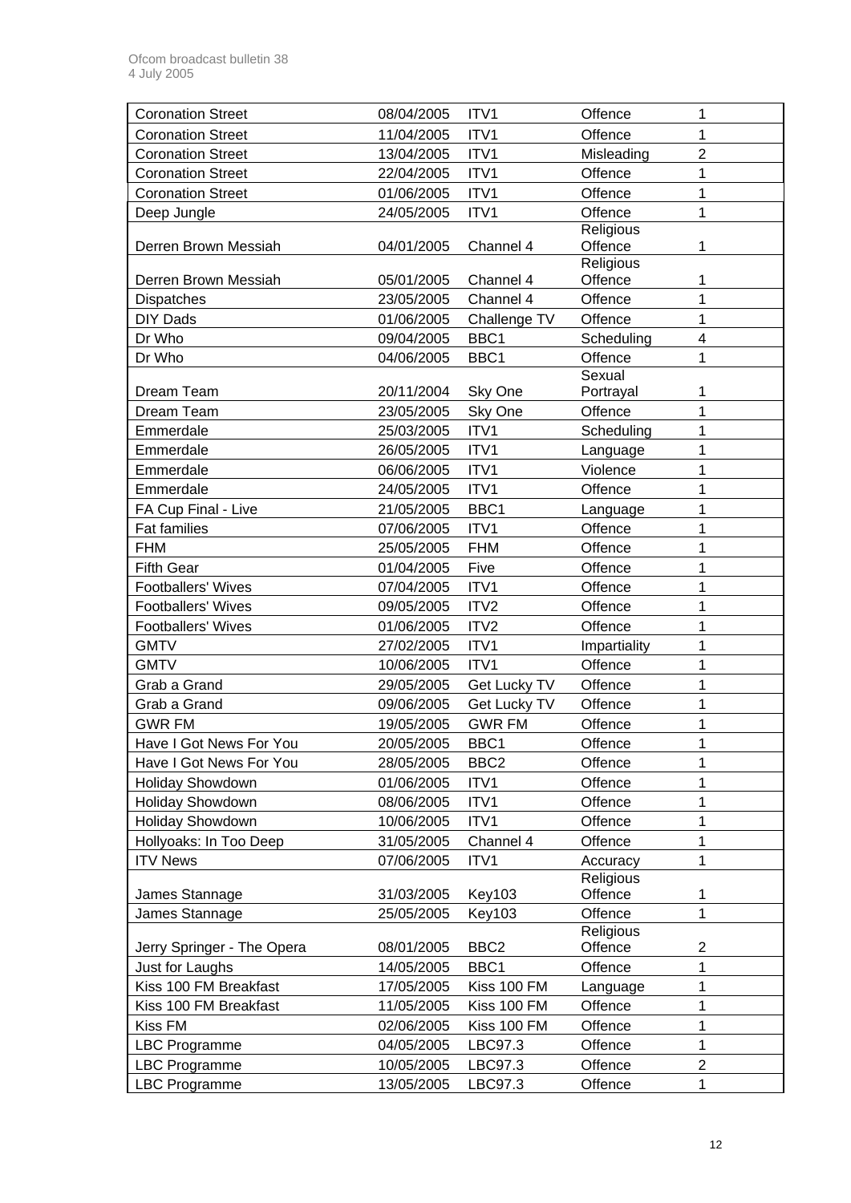| Coronation Street | 08/04/2005 | ITV1 | Offence | 1 |
|---|---|---|---|---|
| Coronation Street | 11/04/2005 | ITV1 | Offence | 1 |
| Coronation Street | 13/04/2005 | ITV1 | Misleading | 2 |
| Coronation Street | 22/04/2005 | ITV1 | Offence | 1 |
| Coronation Street | 01/06/2005 | ITV1 | Offence | 1 |
| Deep Jungle | 24/05/2005 | ITV1 | Offence | 1 |
| Derren Brown Messiah | 04/01/2005 | Channel 4 | Religious Offence | 1 |
| Derren Brown Messiah | 05/01/2005 | Channel 4 | Religious Offence | 1 |
| Dispatches | 23/05/2005 | Channel 4 | Offence | 1 |
| DIY Dads | 01/06/2005 | Challenge TV | Offence | 1 |
| Dr Who | 09/04/2005 | BBC1 | Scheduling | 4 |
| Dr Who | 04/06/2005 | BBC1 | Offence | 1 |
| Dream Team | 20/11/2004 | Sky One | Sexual Portrayal | 1 |
| Dream Team | 23/05/2005 | Sky One | Offence | 1 |
| Emmerdale | 25/03/2005 | ITV1 | Scheduling | 1 |
| Emmerdale | 26/05/2005 | ITV1 | Language | 1 |
| Emmerdale | 06/06/2005 | ITV1 | Violence | 1 |
| Emmerdale | 24/05/2005 | ITV1 | Offence | 1 |
| FA Cup Final - Live | 21/05/2005 | BBC1 | Language | 1 |
| Fat families | 07/06/2005 | ITV1 | Offence | 1 |
| FHM | 25/05/2005 | FHM | Offence | 1 |
| Fifth Gear | 01/04/2005 | Five | Offence | 1 |
| Footballers' Wives | 07/04/2005 | ITV1 | Offence | 1 |
| Footballers' Wives | 09/05/2005 | ITV2 | Offence | 1 |
| Footballers' Wives | 01/06/2005 | ITV2 | Offence | 1 |
| GMTV | 27/02/2005 | ITV1 | Impartiality | 1 |
| GMTV | 10/06/2005 | ITV1 | Offence | 1 |
| Grab a Grand | 29/05/2005 | Get Lucky TV | Offence | 1 |
| Grab a Grand | 09/06/2005 | Get Lucky TV | Offence | 1 |
| GWR FM | 19/05/2005 | GWR FM | Offence | 1 |
| Have I Got News For You | 20/05/2005 | BBC1 | Offence | 1 |
| Have I Got News For You | 28/05/2005 | BBC2 | Offence | 1 |
| Holiday Showdown | 01/06/2005 | ITV1 | Offence | 1 |
| Holiday Showdown | 08/06/2005 | ITV1 | Offence | 1 |
| Holiday Showdown | 10/06/2005 | ITV1 | Offence | 1 |
| Hollyoaks: In Too Deep | 31/05/2005 | Channel 4 | Offence | 1 |
| ITV News | 07/06/2005 | ITV1 | Accuracy | 1 |
| James Stannage | 31/03/2005 | Key103 | Religious Offence | 1 |
| James Stannage | 25/05/2005 | Key103 | Offence | 1 |
| Jerry Springer - The Opera | 08/01/2005 | BBC2 | Religious Offence | 2 |
| Just for Laughs | 14/05/2005 | BBC1 | Offence | 1 |
| Kiss 100 FM Breakfast | 17/05/2005 | Kiss 100 FM | Language | 1 |
| Kiss 100 FM Breakfast | 11/05/2005 | Kiss 100 FM | Offence | 1 |
| Kiss FM | 02/06/2005 | Kiss 100 FM | Offence | 1 |
| LBC Programme | 04/05/2005 | LBC97.3 | Offence | 1 |
| LBC Programme | 10/05/2005 | LBC97.3 | Offence | 2 |
| LBC Programme | 13/05/2005 | LBC97.3 | Offence | 1 |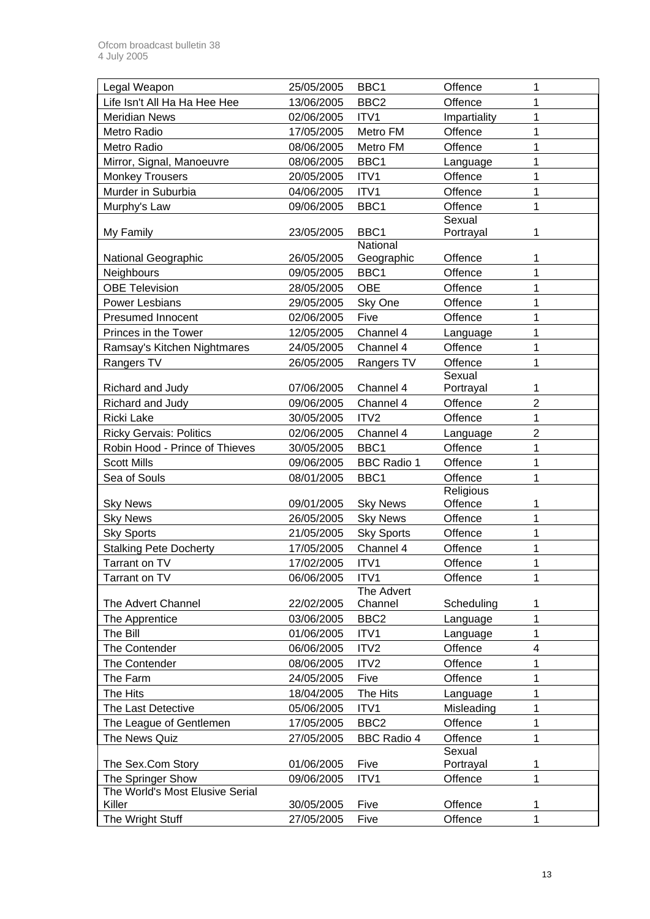| Legal Weapon | 25/05/2005 | BBC1 | Offence | 1 |
|---|---|---|---|---|
| Life Isn't All Ha Ha Hee Hee | 13/06/2005 | BBC2 | Offence | 1 |
| Meridian News | 02/06/2005 | ITV1 | Impartiality | 1 |
| Metro Radio | 17/05/2005 | Metro FM | Offence | 1 |
| Metro Radio | 08/06/2005 | Metro FM | Offence | 1 |
| Mirror, Signal, Manoeuvre | 08/06/2005 | BBC1 | Language | 1 |
| Monkey Trousers | 20/05/2005 | ITV1 | Offence | 1 |
| Murder in Suburbia | 04/06/2005 | ITV1 | Offence | 1 |
| Murphy's Law | 09/06/2005 | BBC1 | Offence | 1 |
| My Family | 23/05/2005 | BBC1 | Sexual Portrayal | 1 |
| National Geographic | 26/05/2005 | National Geographic | Offence | 1 |
| Neighbours | 09/05/2005 | BBC1 | Offence | 1 |
| OBE Television | 28/05/2005 | OBE | Offence | 1 |
| Power Lesbians | 29/05/2005 | Sky One | Offence | 1 |
| Presumed Innocent | 02/06/2005 | Five | Offence | 1 |
| Princes in the Tower | 12/05/2005 | Channel 4 | Language | 1 |
| Ramsay's Kitchen Nightmares | 24/05/2005 | Channel 4 | Offence | 1 |
| Rangers TV | 26/05/2005 | Rangers TV | Offence | 1 |
| Richard and Judy | 07/06/2005 | Channel 4 | Sexual Portrayal | 1 |
| Richard and Judy | 09/06/2005 | Channel 4 | Offence | 2 |
| Ricki Lake | 30/05/2005 | ITV2 | Offence | 1 |
| Ricky Gervais: Politics | 02/06/2005 | Channel 4 | Language | 2 |
| Robin Hood - Prince of Thieves | 30/05/2005 | BBC1 | Offence | 1 |
| Scott Mills | 09/06/2005 | BBC Radio 1 | Offence | 1 |
| Sea of Souls | 08/01/2005 | BBC1 | Offence | 1 |
| Sky News | 09/01/2005 | Sky News | Religious Offence | 1 |
| Sky News | 26/05/2005 | Sky News | Offence | 1 |
| Sky Sports | 21/05/2005 | Sky Sports | Offence | 1 |
| Stalking Pete Docherty | 17/05/2005 | Channel 4 | Offence | 1 |
| Tarrant on TV | 17/02/2005 | ITV1 | Offence | 1 |
| Tarrant on TV | 06/06/2005 | ITV1 | Offence | 1 |
| The Advert Channel | 22/02/2005 | The Advert Channel | Scheduling | 1 |
| The Apprentice | 03/06/2005 | BBC2 | Language | 1 |
| The Bill | 01/06/2005 | ITV1 | Language | 1 |
| The Contender | 06/06/2005 | ITV2 | Offence | 4 |
| The Contender | 08/06/2005 | ITV2 | Offence | 1 |
| The Farm | 24/05/2005 | Five | Offence | 1 |
| The Hits | 18/04/2005 | The Hits | Language | 1 |
| The Last Detective | 05/06/2005 | ITV1 | Misleading | 1 |
| The League of Gentlemen | 17/05/2005 | BBC2 | Offence | 1 |
| The News Quiz | 27/05/2005 | BBC Radio 4 | Offence | 1 |
| The Sex.Com Story | 01/06/2005 | Five | Sexual Portrayal | 1 |
| The Springer Show | 09/06/2005 | ITV1 | Offence | 1 |
| The World's Most Elusive Serial Killer | 30/05/2005 | Five | Offence | 1 |
| The Wright Stuff | 27/05/2005 | Five | Offence | 1 |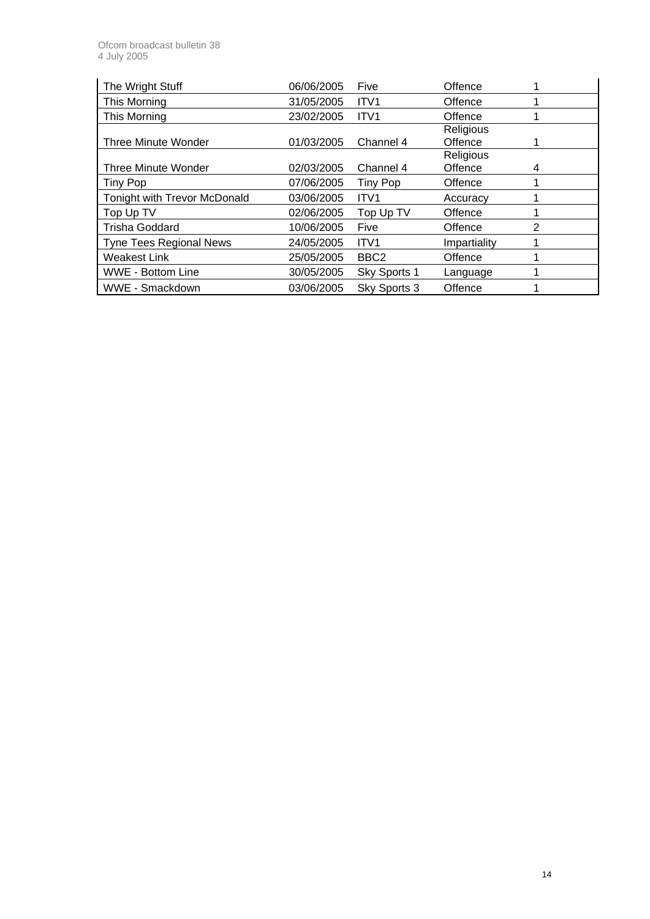| | | | | |
|---|---|---|---|---|
| The Wright Stuff | 06/06/2005 | Five | Offence | 1 |
| This Morning | 31/05/2005 | ITV1 | Offence | 1 |
| This Morning | 23/02/2005 | ITV1 | Offence | 1 |
| Three Minute Wonder | 01/03/2005 | Channel 4 | Religious Offence | 1 |
| Three Minute Wonder | 02/03/2005 | Channel 4 | Religious Offence | 4 |
| Tiny Pop | 07/06/2005 | Tiny Pop | Offence | 1 |
| Tonight with Trevor McDonald | 03/06/2005 | ITV1 | Accuracy | 1 |
| Top Up TV | 02/06/2005 | Top Up TV | Offence | 1 |
| Trisha Goddard | 10/06/2005 | Five | Offence | 2 |
| Tyne Tees Regional News | 24/05/2005 | ITV1 | Impartiality | 1 |
| Weakest Link | 25/05/2005 | BBC2 | Offence | 1 |
| WWE - Bottom Line | 30/05/2005 | Sky Sports 1 | Language | 1 |
| WWE - Smackdown | 03/06/2005 | Sky Sports 3 | Offence | 1 |